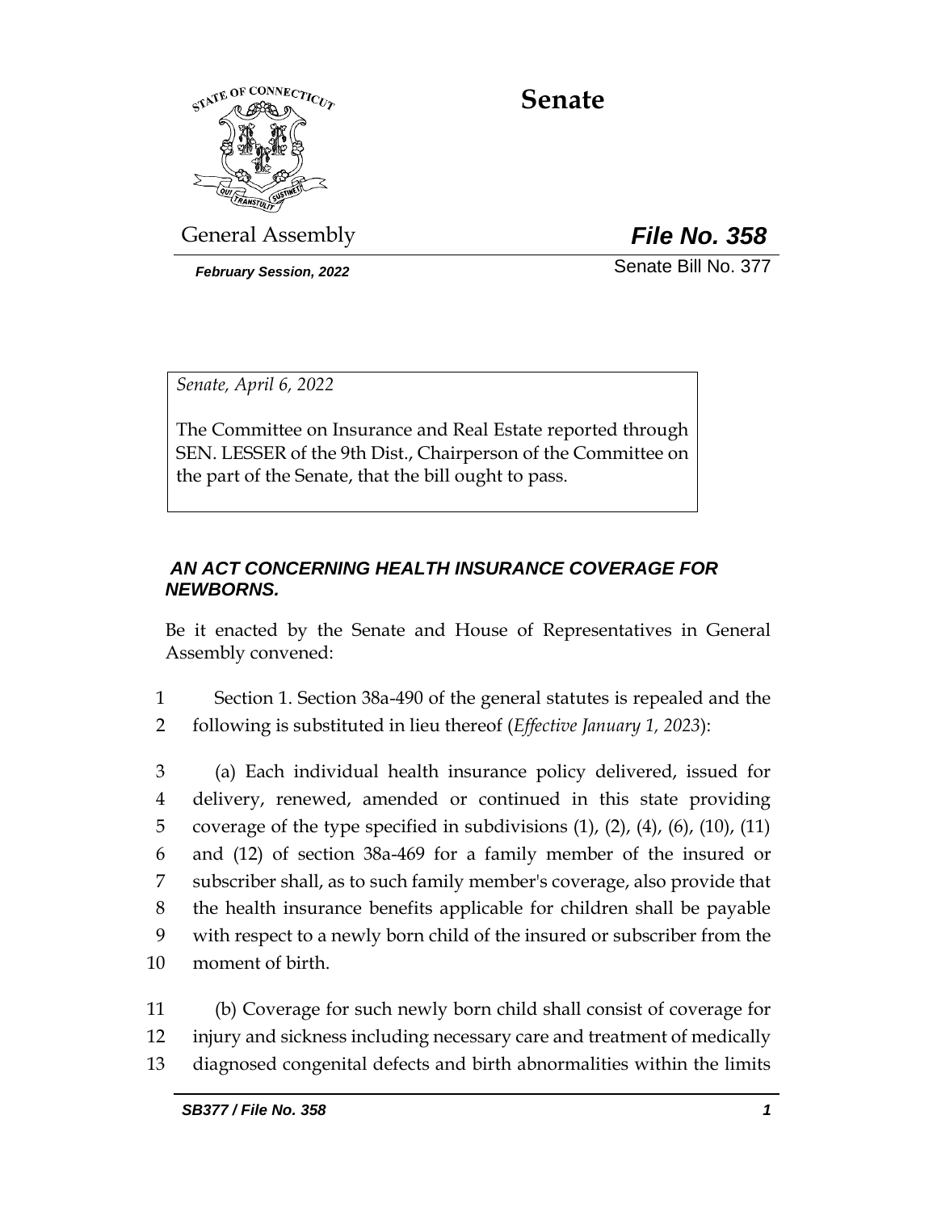# Senate

General Assembly

***File No. 358***

***February Session, 2022***

Senate Bill No. 377

*Senate, April 6, 2022*

The Committee on Insurance and Real Estate reported through SEN. LESSER of the 9th Dist., Chairperson of the Committee on the part of the Senate, that the bill ought to pass.

## *AN ACT CONCERNING HEALTH INSURANCE COVERAGE FOR NEWBORNS.*

Be it enacted by the Senate and House of Representatives in General Assembly convened:

1 Section 1. Section 38a-490 of the general statutes is repealed and the
2 following is substituted in lieu thereof (*Effective January 1, 2023*):

3 (a) Each individual health insurance policy delivered, issued for
4 delivery, renewed, amended or continued in this state providing
5 coverage of the type specified in subdivisions (1), (2), (4), (6), (10), (11)
6 and (12) of section 38a-469 for a family member of the insured or
7 subscriber shall, as to such family member's coverage, also provide that
8 the health insurance benefits applicable for children shall be payable
9 with respect to a newly born child of the insured or subscriber from the
10 moment of birth.

11 (b) Coverage for such newly born child shall consist of coverage for
12 injury and sickness including necessary care and treatment of medically
13 diagnosed congenital defects and birth abnormalities within the limits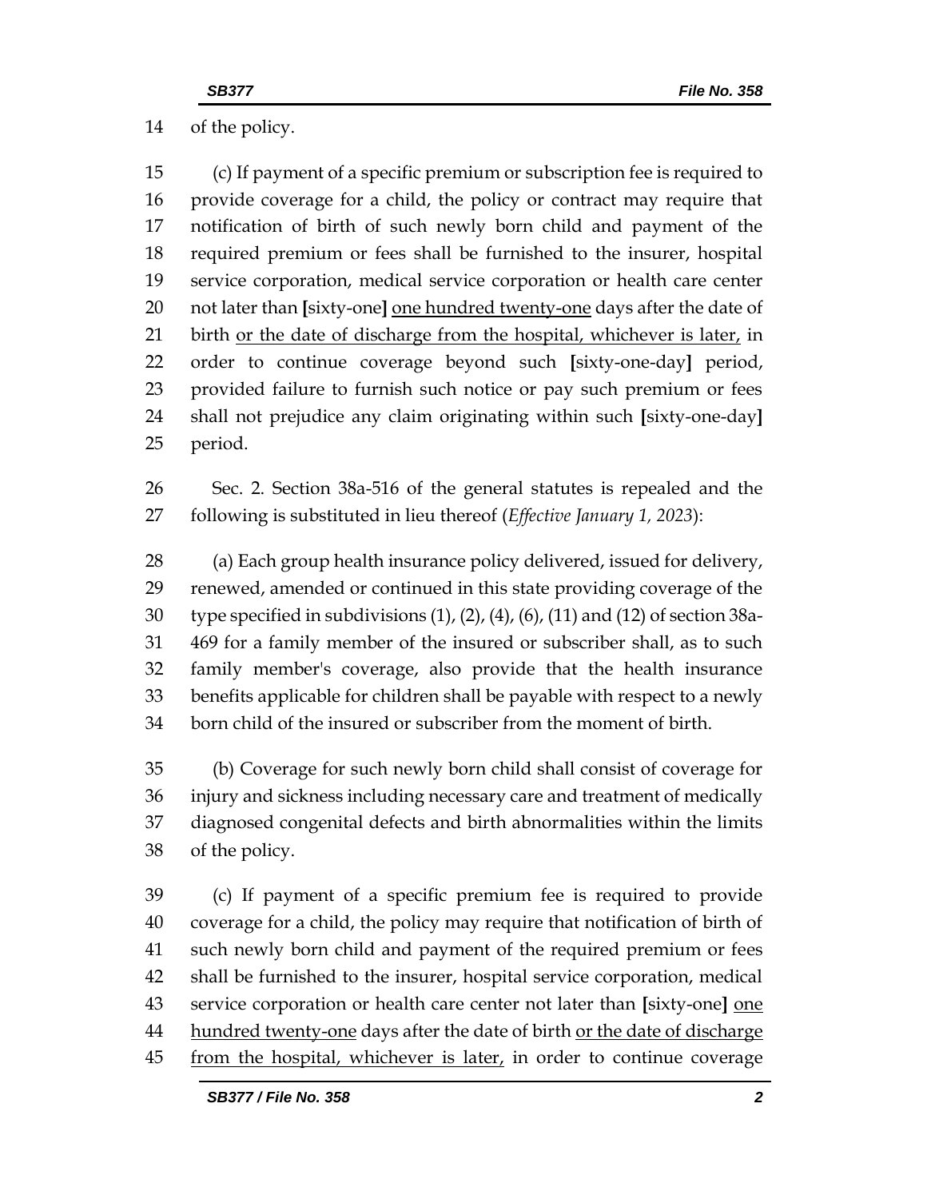of the policy.

(c) If payment of a specific premium or subscription fee is required to provide coverage for a child, the policy or contract may require that notification of birth of such newly born child and payment of the required premium or fees shall be furnished to the insurer, hospital service corporation, medical service corporation or health care center not later than [sixty-one] <u>one hundred twenty-one</u> days after the date of birth <u>or the date of discharge from the hospital, whichever is later,</u> in order to continue coverage beyond such [sixty-one-day] period, provided failure to furnish such notice or pay such premium or fees shall not prejudice any claim originating within such [sixty-one-day] period.

Sec. 2. Section 38a-516 of the general statutes is repealed and the following is substituted in lieu thereof (*Effective January 1, 2023*):

(a) Each group health insurance policy delivered, issued for delivery, renewed, amended or continued in this state providing coverage of the type specified in subdivisions (1), (2), (4), (6), (11) and (12) of section 38a-469 for a family member of the insured or subscriber shall, as to such family member's coverage, also provide that the health insurance benefits applicable for children shall be payable with respect to a newly born child of the insured or subscriber from the moment of birth.

(b) Coverage for such newly born child shall consist of coverage for injury and sickness including necessary care and treatment of medically diagnosed congenital defects and birth abnormalities within the limits of the policy.

(c) If payment of a specific premium fee is required to provide coverage for a child, the policy may require that notification of birth of such newly born child and payment of the required premium or fees shall be furnished to the insurer, hospital service corporation, medical service corporation or health care center not later than [sixty-one] <u>one hundred twenty-one</u> days after the date of birth <u>or the date of discharge from the hospital, whichever is later,</u> in order to continue coverage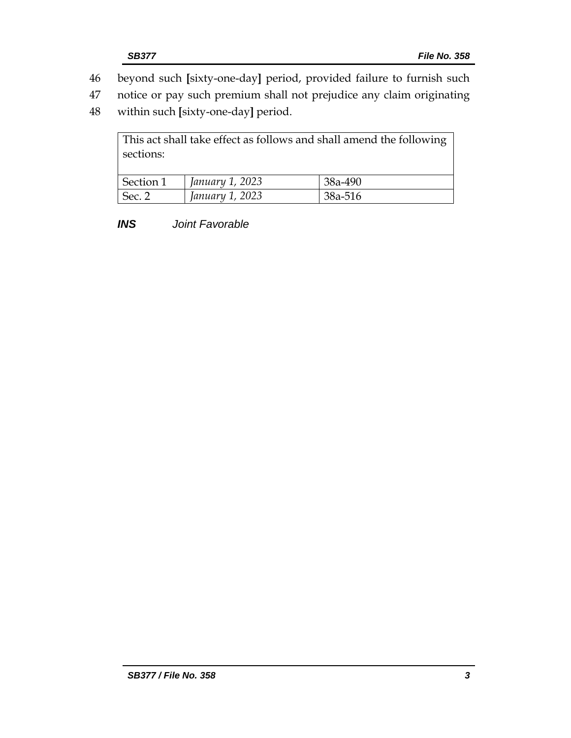46 beyond such [sixty-one-day] period, provided failure to furnish such
47 notice or pay such premium shall not prejudice any claim originating
48 within such [sixty-one-day] period.

| This act shall take effect as follows and shall amend the following sections: | | |
|---|---|---|
| Section 1 | *January 1, 2023* | 38a-490 |
| Sec. 2 | *January 1, 2023* | 38a-516 |

***INS*** *Joint Favorable*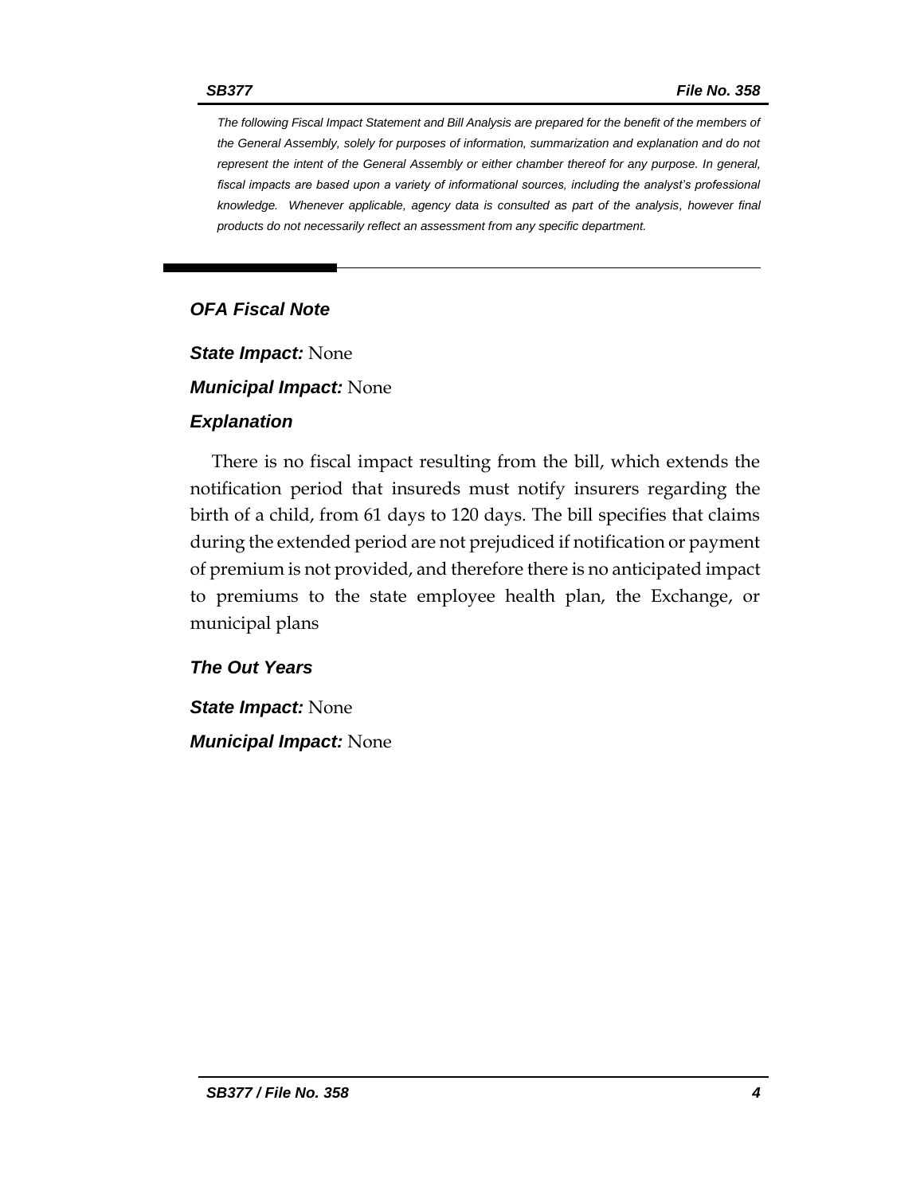*The following Fiscal Impact Statement and Bill Analysis are prepared for the benefit of the members of the General Assembly, solely for purposes of information, summarization and explanation and do not represent the intent of the General Assembly or either chamber thereof for any purpose. In general, fiscal impacts are based upon a variety of informational sources, including the analyst's professional knowledge. Whenever applicable, agency data is consulted as part of the analysis, however final products do not necessarily reflect an assessment from any specific department.*

## *OFA Fiscal Note*

***State Impact:*** None

***Municipal Impact:*** None

### *Explanation*

There is no fiscal impact resulting from the bill, which extends the notification period that insureds must notify insurers regarding the birth of a child, from 61 days to 120 days. The bill specifies that claims during the extended period are not prejudiced if notification or payment of premium is not provided, and therefore there is no anticipated impact to premiums to the state employee health plan, the Exchange, or municipal plans

### *The Out Years*

***State Impact:*** None

***Municipal Impact:*** None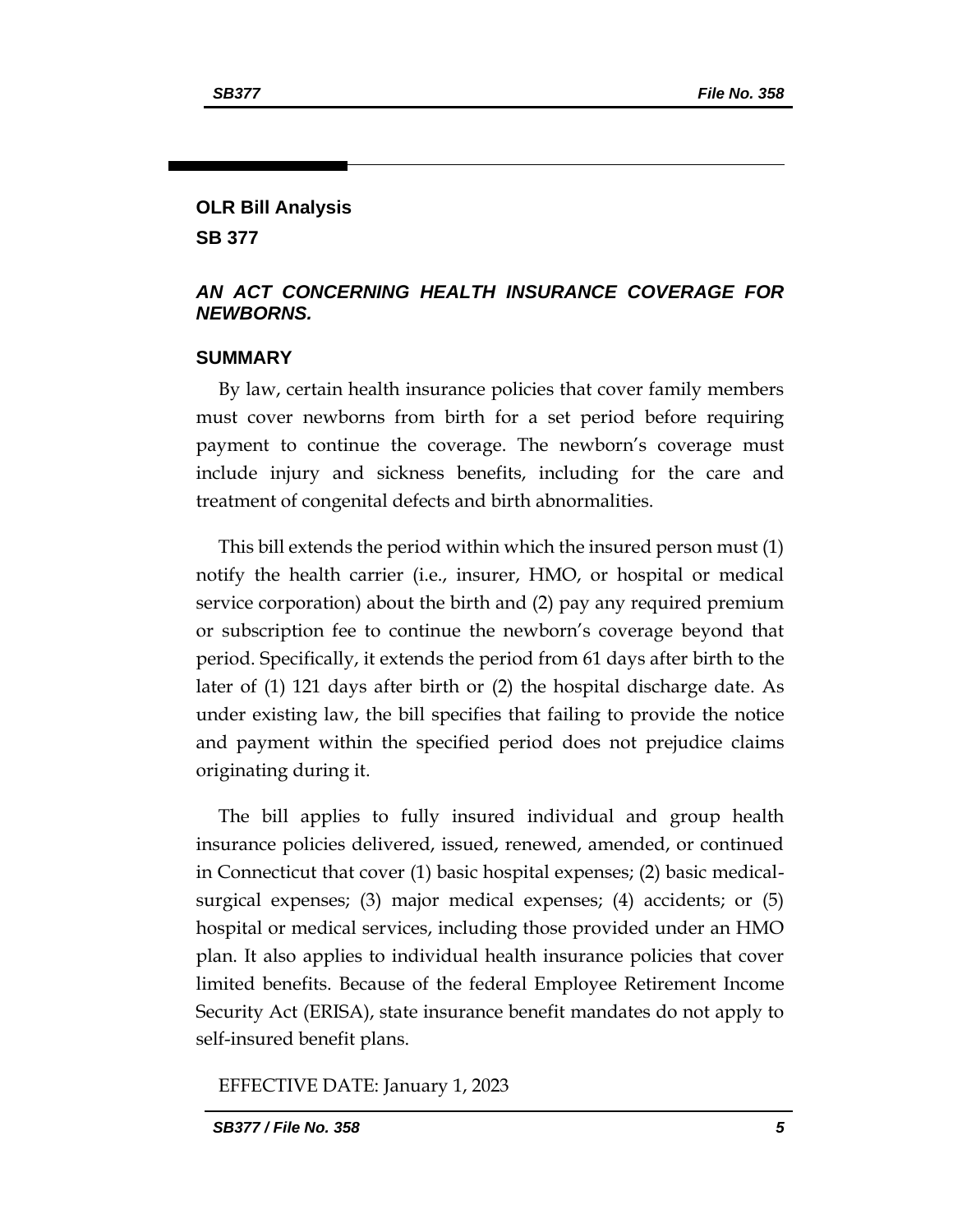## OLR Bill Analysis

## SB 377

### *AN ACT CONCERNING HEALTH INSURANCE COVERAGE FOR NEWBORNS.*

### SUMMARY

By law, certain health insurance policies that cover family members must cover newborns from birth for a set period before requiring payment to continue the coverage. The newborn's coverage must include injury and sickness benefits, including for the care and treatment of congenital defects and birth abnormalities.

This bill extends the period within which the insured person must (1) notify the health carrier (i.e., insurer, HMO, or hospital or medical service corporation) about the birth and (2) pay any required premium or subscription fee to continue the newborn's coverage beyond that period. Specifically, it extends the period from 61 days after birth to the later of (1) 121 days after birth or (2) the hospital discharge date. As under existing law, the bill specifies that failing to provide the notice and payment within the specified period does not prejudice claims originating during it.

The bill applies to fully insured individual and group health insurance policies delivered, issued, renewed, amended, or continued in Connecticut that cover (1) basic hospital expenses; (2) basic medical-surgical expenses; (3) major medical expenses; (4) accidents; or (5) hospital or medical services, including those provided under an HMO plan. It also applies to individual health insurance policies that cover limited benefits. Because of the federal Employee Retirement Income Security Act (ERISA), state insurance benefit mandates do not apply to self-insured benefit plans.

EFFECTIVE DATE: January 1, 2023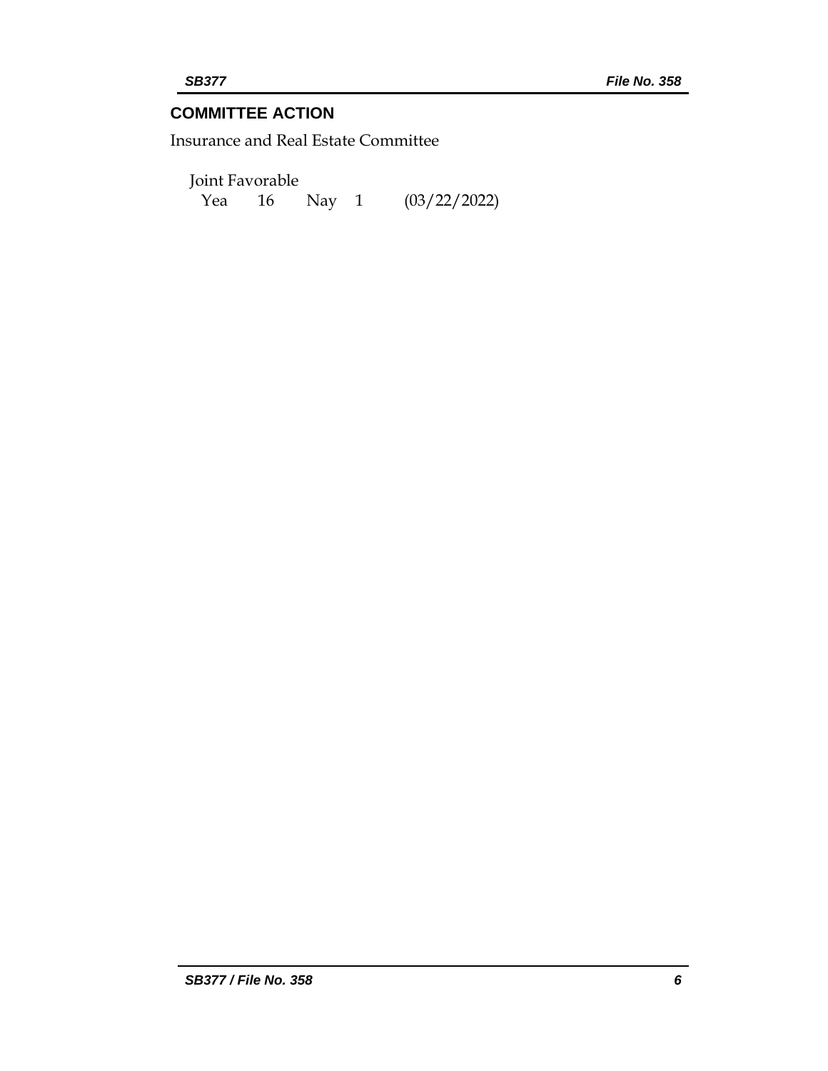## COMMITTEE ACTION

Insurance and Real Estate Committee

Joint Favorable
Yea 16 Nay 1 (03/22/2022)